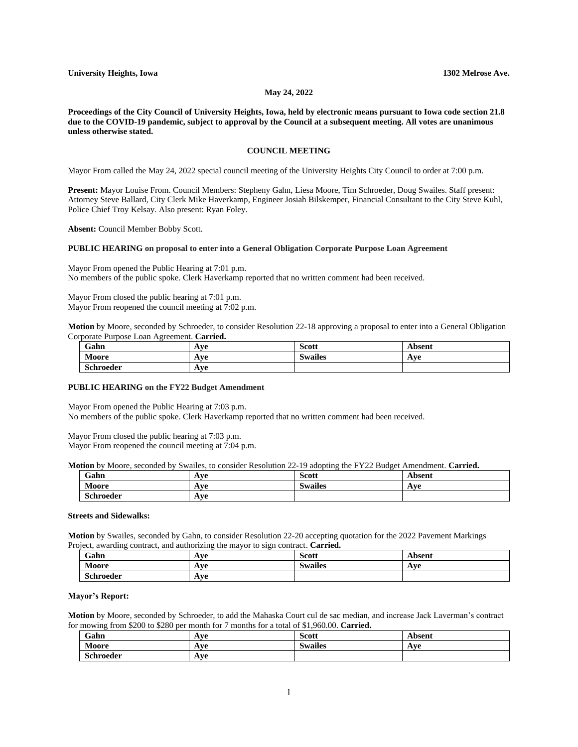**University Heights, Iowa** **1302 Melrose Ave.**

**May 24, 2022**

**Proceedings of the City Council of University Heights, Iowa, held by electronic means pursuant to Iowa code section 21.8 due to the COVID-19 pandemic, subject to approval by the Council at a subsequent meeting. All votes are unanimous unless otherwise stated.**

## COUNCIL MEETING

Mayor From called the May 24, 2022 special council meeting of the University Heights City Council to order at 7:00 p.m.

**Present:** Mayor Louise From. Council Members: Stepheny Gahn, Liesa Moore, Tim Schroeder, Doug Swailes. Staff present: Attorney Steve Ballard, City Clerk Mike Haverkamp, Engineer Josiah Bilskemper, Financial Consultant to the City Steve Kuhl, Police Chief Troy Kelsay. Also present: Ryan Foley.

**Absent:** Council Member Bobby Scott.

**PUBLIC HEARING on proposal to enter into a General Obligation Corporate Purpose Loan Agreement**

Mayor From opened the Public Hearing at 7:01 p.m.
No members of the public spoke. Clerk Haverkamp reported that no written comment had been received.

Mayor From closed the public hearing at 7:01 p.m.
Mayor From reopened the council meeting at 7:02 p.m.

**Motion** by Moore, seconded by Schroeder, to consider Resolution 22-18 approving a proposal to enter into a General Obligation Corporate Purpose Loan Agreement. **Carried.**

| Gahn | Aye | Scott | Absent |
|---|---|---|---|
| Moore | Aye | Swailes | Aye |
| Schroeder | Aye | | |

**PUBLIC HEARING on the FY22 Budget Amendment**

Mayor From opened the Public Hearing at 7:03 p.m.
No members of the public spoke. Clerk Haverkamp reported that no written comment had been received.

Mayor From closed the public hearing at 7:03 p.m.
Mayor From reopened the council meeting at 7:04 p.m.

**Motion** by Moore, seconded by Swailes, to consider Resolution 22-19 adopting the FY22 Budget Amendment. **Carried.**

| Gahn | Aye | Scott | Absent |
|---|---|---|---|
| Moore | Aye | Swailes | Aye |
| Schroeder | Aye | | |

**Streets and Sidewalks:**

**Motion** by Swailes, seconded by Gahn, to consider Resolution 22-20 accepting quotation for the 2022 Pavement Markings Project, awarding contract, and authorizing the mayor to sign contract. **Carried.**

| Gahn | Aye | Scott | Absent |
|---|---|---|---|
| Moore | Aye | Swailes | Aye |
| Schroeder | Aye | | |

**Mayor's Report:**

**Motion** by Moore, seconded by Schroeder, to add the Mahaska Court cul de sac median, and increase Jack Laverman's contract for mowing from $200 to $280 per month for 7 months for a total of $1,960.00. **Carried.**

| Gahn | Aye | Scott | Absent |
|---|---|---|---|
| Moore | Aye | Swailes | Aye |
| Schroeder | Aye | | |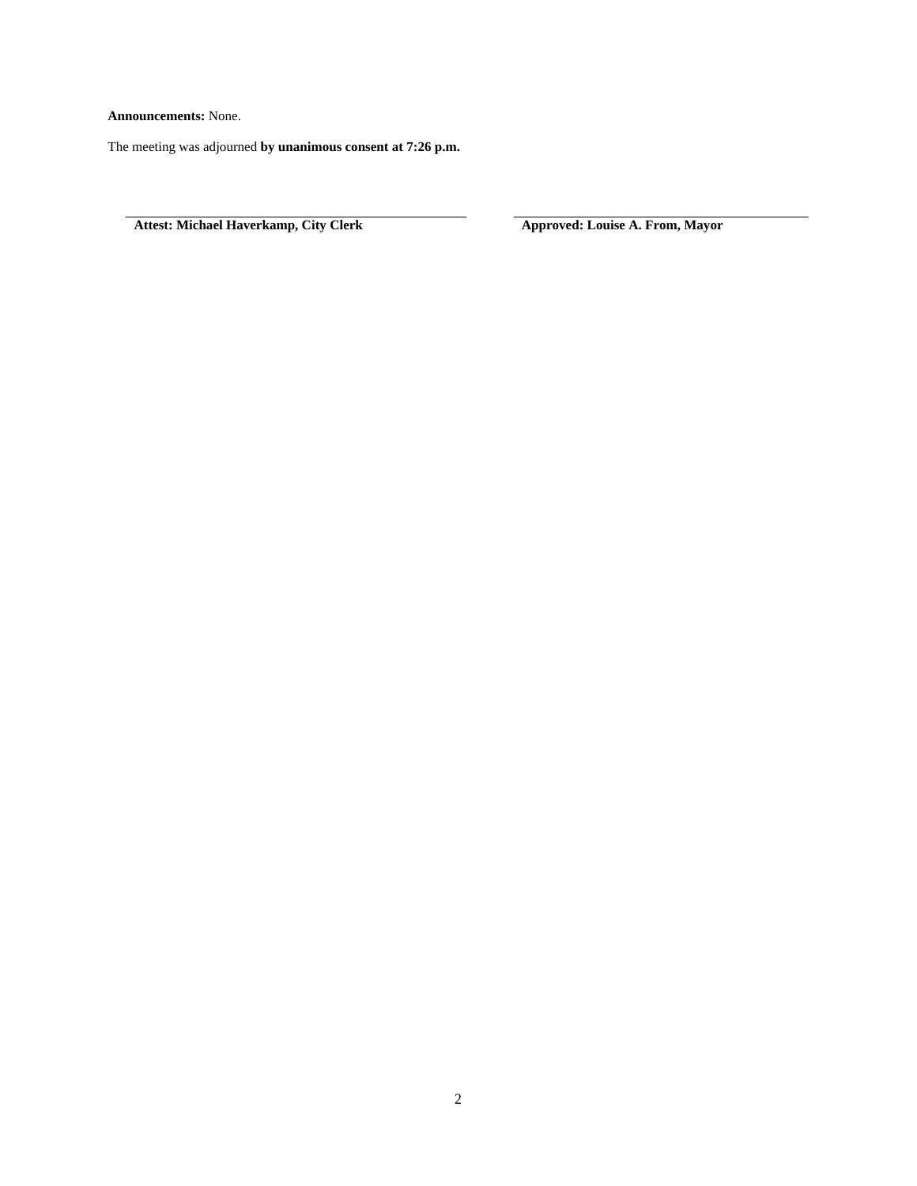**Announcements:** None.

The meeting was adjourned **by unanimous consent at 7:26 p.m.**

| | |
|---|---|
| **Attest: Michael Haverkamp, City Clerk** | **Approved: Louise A. From, Mayor** |